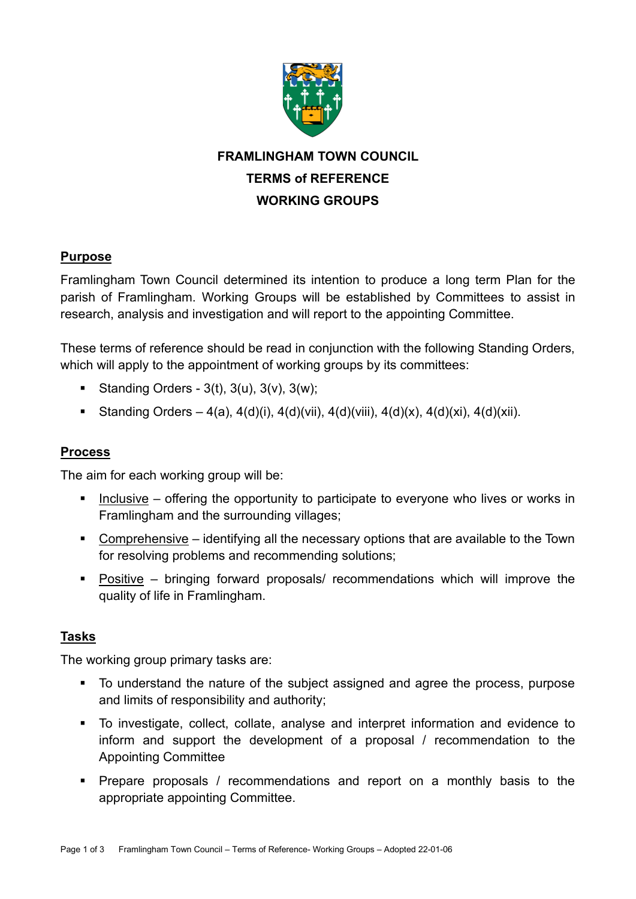# FRAMLINGHAM TOWN COUNCIL
# TERMS of REFERENCE
# WORKING GROUPS

## Purpose

Framlingham Town Council determined its intention to produce a long term Plan for the parish of Framlingham. Working Groups will be established by Committees to assist in research, analysis and investigation and will report to the appointing Committee.

These terms of reference should be read in conjunction with the following Standing Orders, which will apply to the appointment of working groups by its committees:

- Standing Orders - 3(t), 3(u), 3(v), 3(w);
- Standing Orders – 4(a), 4(d)(i), 4(d)(vii), 4(d)(viii), 4(d)(x), 4(d)(xi), 4(d)(xii).

## Process

The aim for each working group will be:

- Inclusive – offering the opportunity to participate to everyone who lives or works in Framlingham and the surrounding villages;
- Comprehensive – identifying all the necessary options that are available to the Town for resolving problems and recommending solutions;
- Positive – bringing forward proposals/ recommendations which will improve the quality of life in Framlingham.

## Tasks

The working group primary tasks are:

- To understand the nature of the subject assigned and agree the process, purpose and limits of responsibility and authority;
- To investigate, collect, collate, analyse and interpret information and evidence to inform and support the development of a proposal / recommendation to the Appointing Committee
- Prepare proposals / recommendations and report on a monthly basis to the appropriate appointing Committee.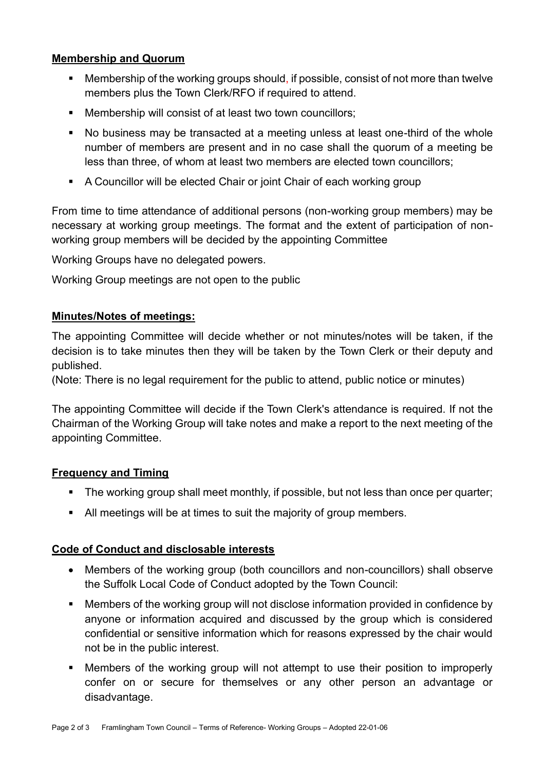**Membership and Quorum**

- Membership of the working groups should, if possible, consist of not more than twelve members plus the Town Clerk/RFO if required to attend.
- Membership will consist of at least two town councillors;
- No business may be transacted at a meeting unless at least one-third of the whole number of members are present and in no case shall the quorum of a meeting be less than three, of whom at least two members are elected town councillors;
- A Councillor will be elected Chair or joint Chair of each working group

From time to time attendance of additional persons (non-working group members) may be necessary at working group meetings. The format and the extent of participation of non-working group members will be decided by the appointing Committee

Working Groups have no delegated powers.

Working Group meetings are not open to the public

**Minutes/Notes of meetings:**

The appointing Committee will decide whether or not minutes/notes will be taken, if the decision is to take minutes then they will be taken by the Town Clerk or their deputy and published.
(Note: There is no legal requirement for the public to attend, public notice or minutes)

The appointing Committee will decide if the Town Clerk's attendance is required. If not the Chairman of the Working Group will take notes and make a report to the next meeting of the appointing Committee.

**Frequency and Timing**

- The working group shall meet monthly, if possible, but not less than once per quarter;
- All meetings will be at times to suit the majority of group members.

**Code of Conduct and disclosable interests**

- Members of the working group (both councillors and non-councillors) shall observe the Suffolk Local Code of Conduct adopted by the Town Council:
- Members of the working group will not disclose information provided in confidence by anyone or information acquired and discussed by the group which is considered confidential or sensitive information which for reasons expressed by the chair would not be in the public interest.
- Members of the working group will not attempt to use their position to improperly confer on or secure for themselves or any other person an advantage or disadvantage.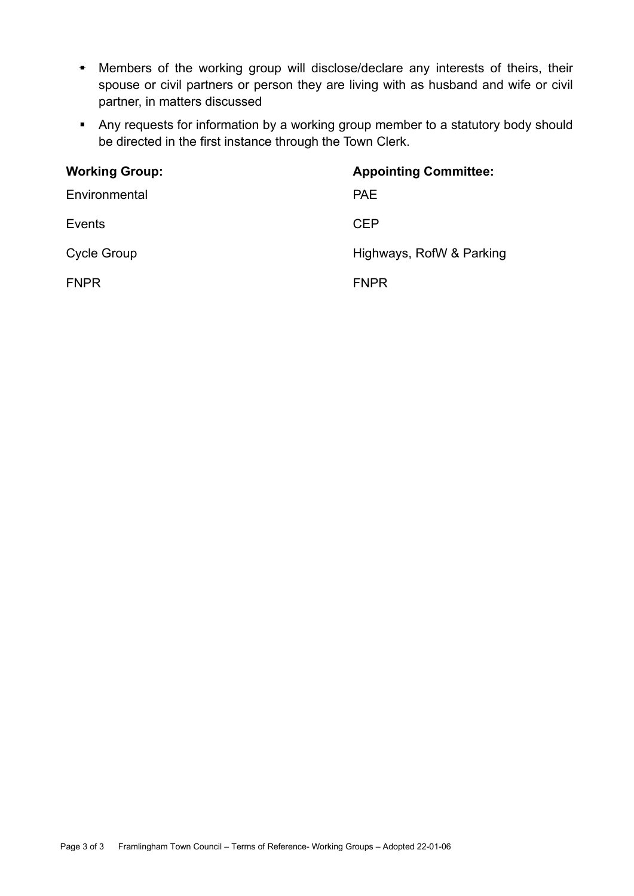- Members of the working group will disclose/declare any interests of theirs, their spouse or civil partners or person they are living with as husband and wife or civil partner, in matters discussed
- Any requests for information by a working group member to a statutory body should be directed in the first instance through the Town Clerk.

| **Working Group:** | **Appointing Committee:** |
| --- | --- |
| Environmental | PAE |
| Events | CEP |
| Cycle Group | Highways, RofW & Parking |
| FNPR | FNPR |